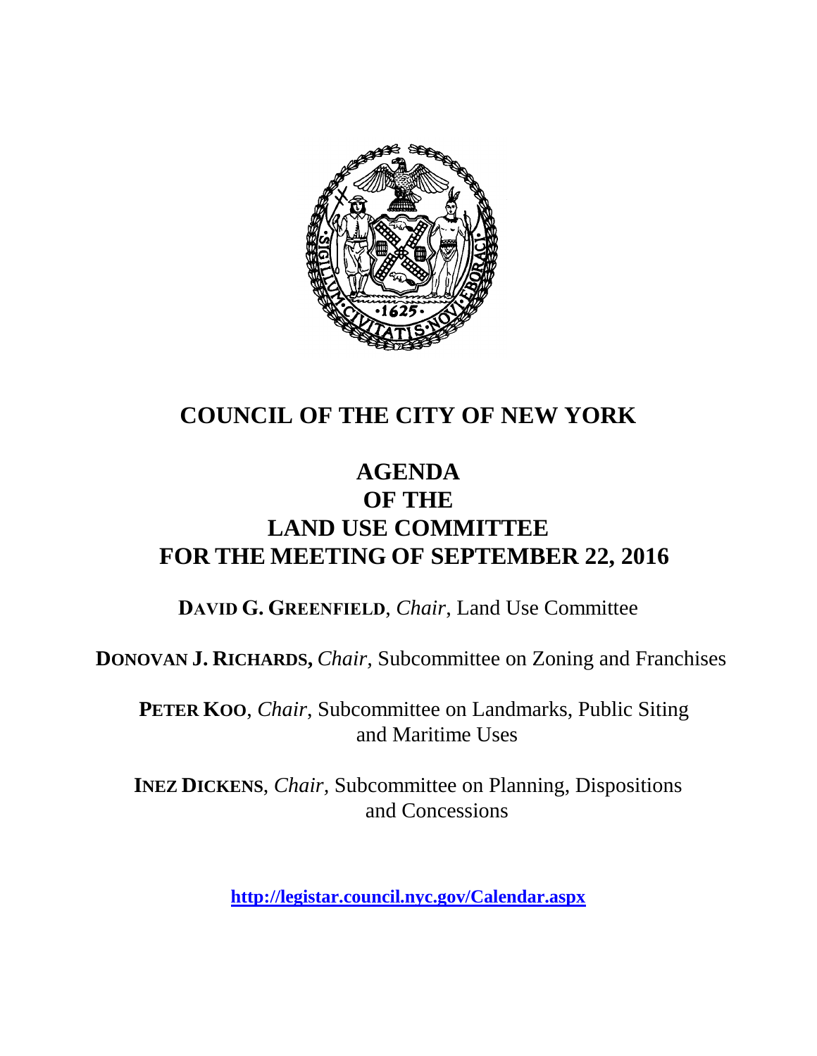# COUNCIL OF THE CITY OF NEW YORK

## AGENDA
## OF THE
## LAND USE COMMITTEE
## FOR THE MEETING OF SEPTEMBER 22, 2016

**DAVID G. GREENFIELD**, *Chair*, Land Use Committee

**DONOVAN J. RICHARDS,** *Chair*, Subcommittee on Zoning and Franchises

**PETER KOO**, *Chair*, Subcommittee on Landmarks, Public Siting and Maritime Uses

**INEZ DICKENS**, *Chair*, Subcommittee on Planning, Dispositions and Concessions

**http://legistar.council.nyc.gov/Calendar.aspx**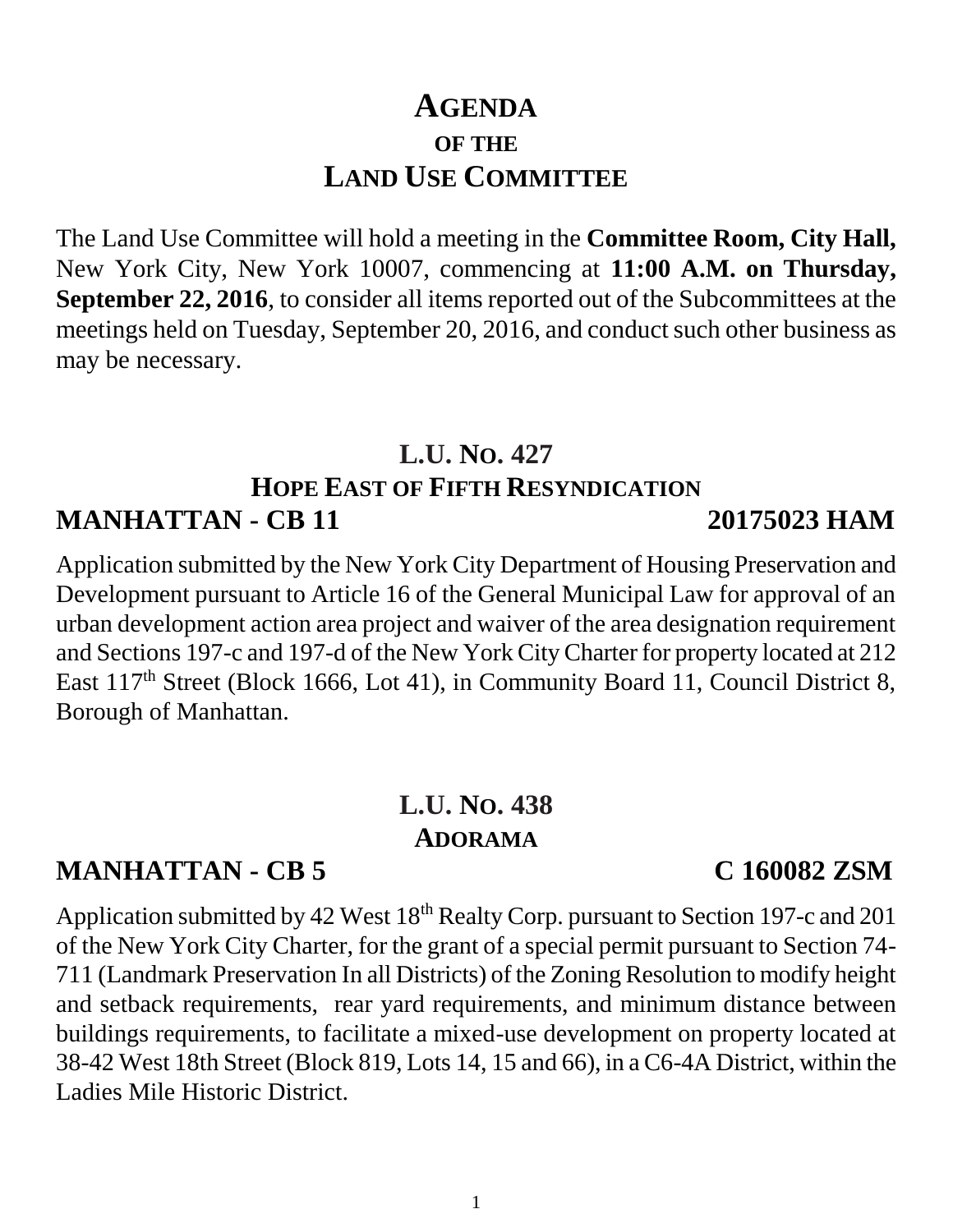# AGENDA
## OF THE
# LAND USE COMMITTEE

The Land Use Committee will hold a meeting in the **Committee Room, City Hall,** New York City, New York 10007, commencing at **11:00 A.M. on Thursday, September 22, 2016**, to consider all items reported out of the Subcommittees at the meetings held on Tuesday, September 20, 2016, and conduct such other business as may be necessary.

## L.U. NO. 427
## HOPE EAST OF FIFTH RESYNDICATION
## MANHATTAN - CB 11 — 20175023 HAM

Application submitted by the New York City Department of Housing Preservation and Development pursuant to Article 16 of the General Municipal Law for approval of an urban development action area project and waiver of the area designation requirement and Sections 197-c and 197-d of the New York City Charter for property located at 212 East 117th Street (Block 1666, Lot 41), in Community Board 11, Council District 8, Borough of Manhattan.

## L.U. NO. 438
## ADORAMA
## MANHATTAN - CB 5 — C 160082 ZSM

Application submitted by 42 West 18th Realty Corp. pursuant to Section 197-c and 201 of the New York City Charter, for the grant of a special permit pursuant to Section 74-711 (Landmark Preservation In all Districts) of the Zoning Resolution to modify height and setback requirements, rear yard requirements, and minimum distance between buildings requirements, to facilitate a mixed-use development on property located at 38-42 West 18th Street (Block 819, Lots 14, 15 and 66), in a C6-4A District, within the Ladies Mile Historic District.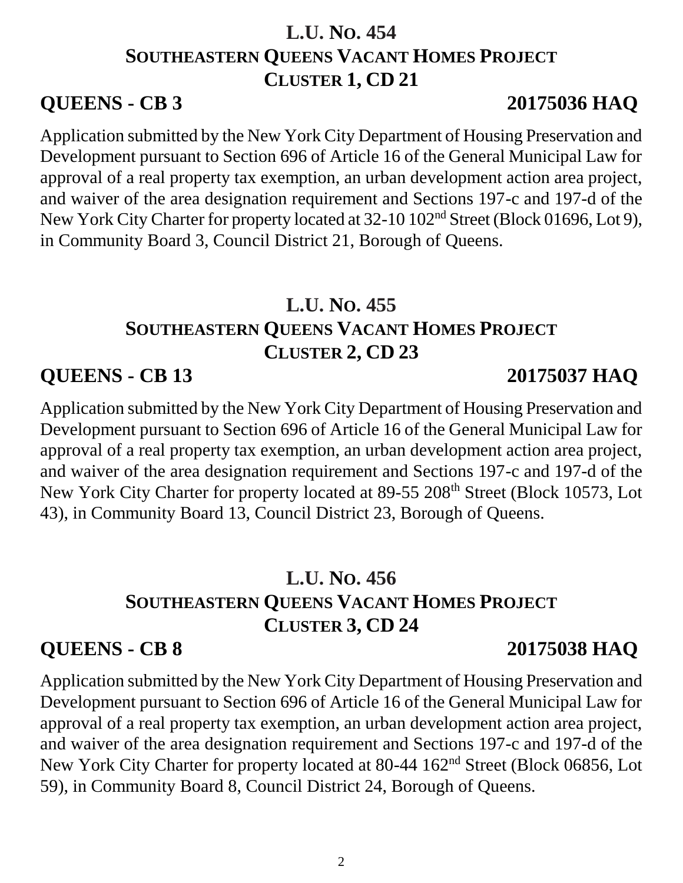## L.U. No. 454
## Southeastern Queens Vacant Homes Project
## Cluster 1, CD 21

**QUEENS - CB 3** **20175036 HAQ**

Application submitted by the New York City Department of Housing Preservation and Development pursuant to Section 696 of Article 16 of the General Municipal Law for approval of a real property tax exemption, an urban development action area project, and waiver of the area designation requirement and Sections 197-c and 197-d of the New York City Charter for property located at 32-10 102nd Street (Block 01696, Lot 9), in Community Board 3, Council District 21, Borough of Queens.

## L.U. No. 455
## Southeastern Queens Vacant Homes Project
## Cluster 2, CD 23

**QUEENS - CB 13** **20175037 HAQ**

Application submitted by the New York City Department of Housing Preservation and Development pursuant to Section 696 of Article 16 of the General Municipal Law for approval of a real property tax exemption, an urban development action area project, and waiver of the area designation requirement and Sections 197-c and 197-d of the New York City Charter for property located at 89-55 208th Street (Block 10573, Lot 43), in Community Board 13, Council District 23, Borough of Queens.

## L.U. No. 456
## Southeastern Queens Vacant Homes Project
## Cluster 3, CD 24

**QUEENS - CB 8** **20175038 HAQ**

Application submitted by the New York City Department of Housing Preservation and Development pursuant to Section 696 of Article 16 of the General Municipal Law for approval of a real property tax exemption, an urban development action area project, and waiver of the area designation requirement and Sections 197-c and 197-d of the New York City Charter for property located at 80-44 162nd Street (Block 06856, Lot 59), in Community Board 8, Council District 24, Borough of Queens.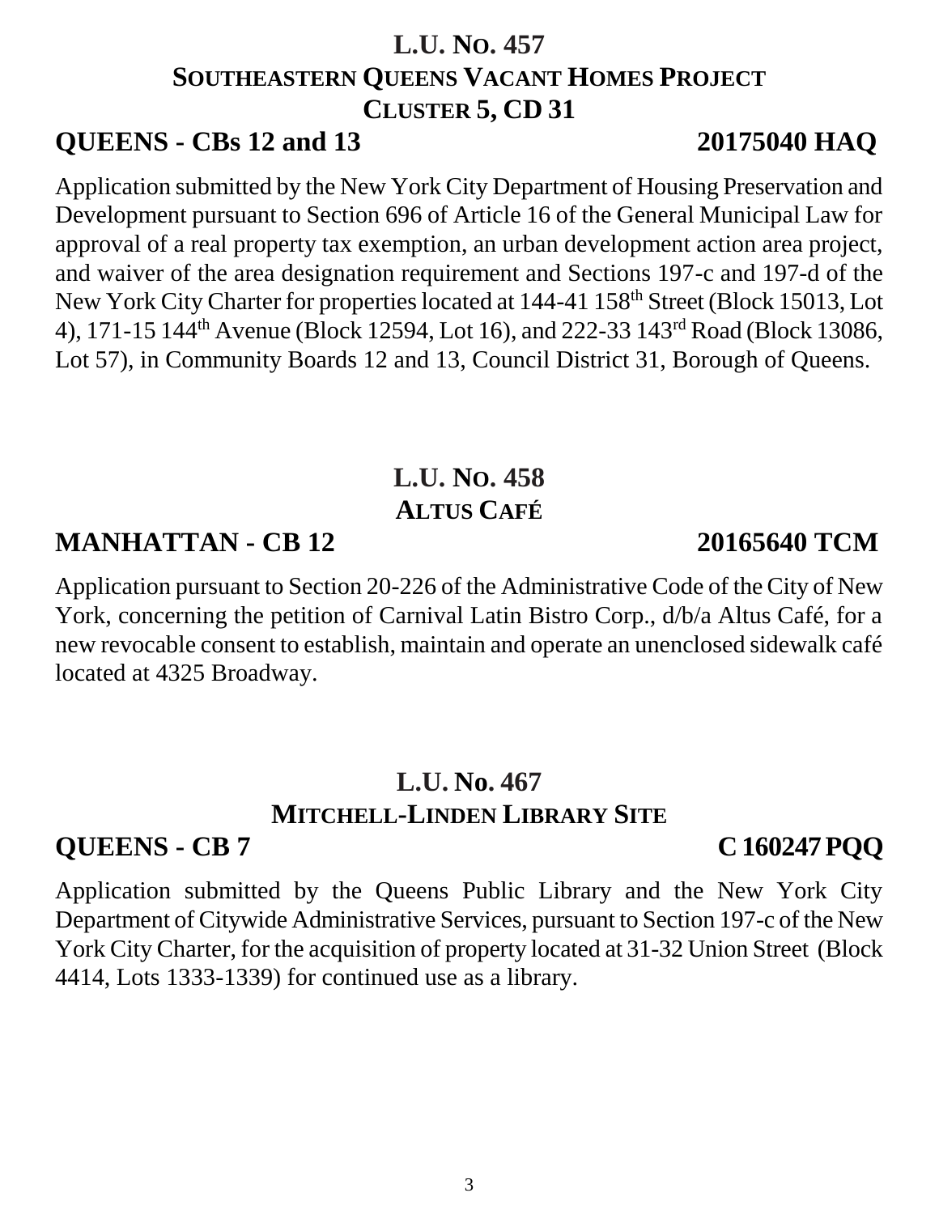## L.U. No. 457
## Southeastern Queens Vacant Homes Project
## Cluster 5, CD 31

**QUEENS - CBs 12 and 13** **20175040 HAQ**

Application submitted by the New York City Department of Housing Preservation and Development pursuant to Section 696 of Article 16 of the General Municipal Law for approval of a real property tax exemption, an urban development action area project, and waiver of the area designation requirement and Sections 197-c and 197-d of the New York City Charter for properties located at 144-41 158th Street (Block 15013, Lot 4), 171-15 144th Avenue (Block 12594, Lot 16), and 222-33 143rd Road (Block 13086, Lot 57), in Community Boards 12 and 13, Council District 31, Borough of Queens.

## L.U. No. 458
## Altus Café

**MANHATTAN - CB 12** **20165640 TCM**

Application pursuant to Section 20-226 of the Administrative Code of the City of New York, concerning the petition of Carnival Latin Bistro Corp., d/b/a Altus Café, for a new revocable consent to establish, maintain and operate an unenclosed sidewalk café located at 4325 Broadway.

## L.U. No. 467
## Mitchell-Linden Library Site

**QUEENS - CB 7** **C 160247 PQQ**

Application submitted by the Queens Public Library and the New York City Department of Citywide Administrative Services, pursuant to Section 197-c of the New York City Charter, for the acquisition of property located at 31-32 Union Street (Block 4414, Lots 1333-1339) for continued use as a library.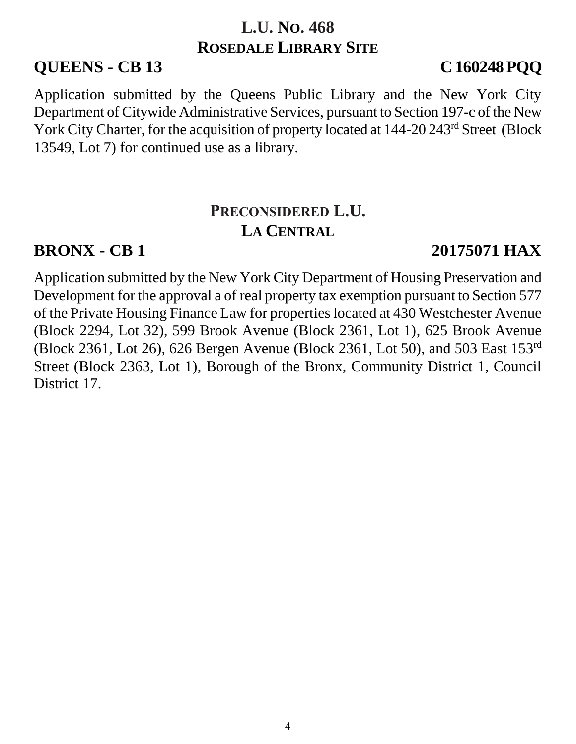## L.U. No. 468
## Rosedale Library Site

**QUEENS - CB 13** **C 160248 PQQ**

Application submitted by the Queens Public Library and the New York City Department of Citywide Administrative Services, pursuant to Section 197-c of the New York City Charter, for the acquisition of property located at 144-20 243rd Street (Block 13549, Lot 7) for continued use as a library.

## Preconsidered L.U.
## La Central

**BRONX - CB 1** **20175071 HAX**

Application submitted by the New York City Department of Housing Preservation and Development for the approval a of real property tax exemption pursuant to Section 577 of the Private Housing Finance Law for properties located at 430 Westchester Avenue (Block 2294, Lot 32), 599 Brook Avenue (Block 2361, Lot 1), 625 Brook Avenue (Block 2361, Lot 26), 626 Bergen Avenue (Block 2361, Lot 50), and 503 East 153rd Street (Block 2363, Lot 1), Borough of the Bronx, Community District 1, Council District 17.